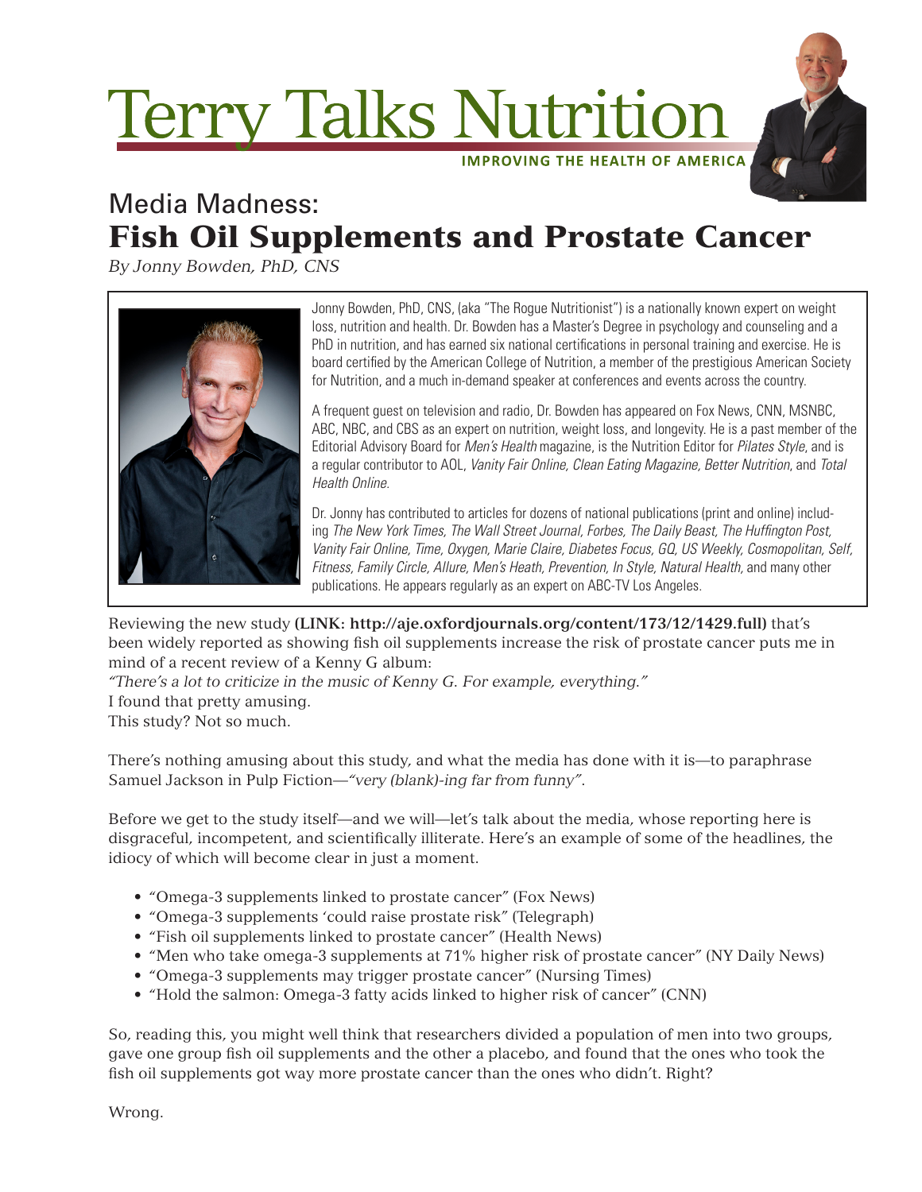# Terry Talks Nutrition

IMPROVING THE HEALTH OF AMERICA

## Media Madness:
## Fish Oil Supplements and Prostate Cancer

*By Jonny Bowden, PhD, CNS*

Jonny Bowden, PhD, CNS, (aka "The Rogue Nutritionist") is a nationally known expert on weight loss, nutrition and health. Dr. Bowden has a Master's Degree in psychology and counseling and a PhD in nutrition, and has earned six national certifications in personal training and exercise. He is board certified by the American College of Nutrition, a member of the prestigious American Society for Nutrition, and a much in-demand speaker at conferences and events across the country.

A frequent guest on television and radio, Dr. Bowden has appeared on Fox News, CNN, MSNBC, ABC, NBC, and CBS as an expert on nutrition, weight loss, and longevity. He is a past member of the Editorial Advisory Board for *Men's Health* magazine, is the Nutrition Editor for *Pilates Style*, and is a regular contributor to AOL, *Vanity Fair Online*, *Clean Eating Magazine, Better Nutrition*, and *Total Health Online.*

Dr. Jonny has contributed to articles for dozens of national publications (print and online) including *The New York Times, The Wall Street Journal, Forbes, The Daily Beast, The Huffington Post, Vanity Fair Online, Time, Oxygen, Marie Claire, Diabetes Focus, GQ, US Weekly, Cosmopolitan, Self, Fitness, Family Circle, Allure, Men's Heath, Prevention, In Style, Natural Health,* and many other publications. He appears regularly as an expert on ABC-TV Los Angeles.

Reviewing the new study **(LINK: http://aje.oxfordjournals.org/content/173/12/1429.full)** that's been widely reported as showing fish oil supplements increase the risk of prostate cancer puts me in mind of a recent review of a Kenny G album:

*"There's a lot to criticize in the music of Kenny G. For example, everything."*

I found that pretty amusing.

This study? Not so much.

There's nothing amusing about this study, and what the media has done with it is—to paraphrase Samuel Jackson in Pulp Fiction—*"very (blank)-ing far from funny"*.

Before we get to the study itself—and we will—let's talk about the media, whose reporting here is disgraceful, incompetent, and scientifically illiterate. Here's an example of some of the headlines, the idiocy of which will become clear in just a moment.

- "Omega-3 supplements linked to prostate cancer" (Fox News)
- "Omega-3 supplements 'could raise prostate risk" (Telegraph)
- "Fish oil supplements linked to prostate cancer" (Health News)
- "Men who take omega-3 supplements at 71% higher risk of prostate cancer" (NY Daily News)
- "Omega-3 supplements may trigger prostate cancer" (Nursing Times)
- "Hold the salmon: Omega-3 fatty acids linked to higher risk of cancer" (CNN)

So, reading this, you might well think that researchers divided a population of men into two groups, gave one group fish oil supplements and the other a placebo, and found that the ones who took the fish oil supplements got way more prostate cancer than the ones who didn't. Right?

Wrong.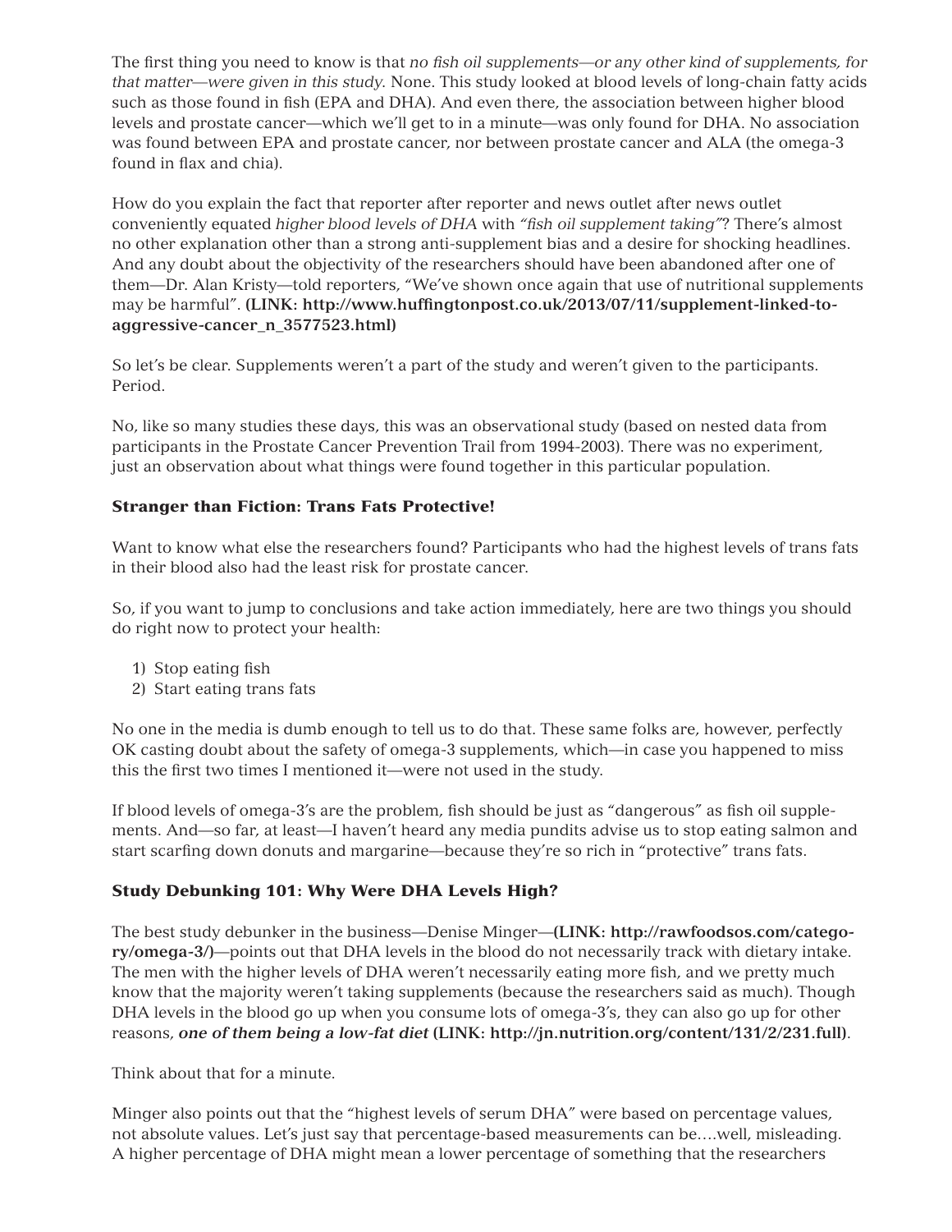The first thing you need to know is that *no fish oil supplements—or any other kind of supplements, for that matter—were given in this study*. None. This study looked at blood levels of long-chain fatty acids such as those found in fish (EPA and DHA). And even there, the association between higher blood levels and prostate cancer—which we'll get to in a minute—was only found for DHA. No association was found between EPA and prostate cancer, nor between prostate cancer and ALA (the omega-3 found in flax and chia).

How do you explain the fact that reporter after reporter and news outlet after news outlet conveniently equated *higher blood levels of DHA* with *"fish oil supplement taking"*? There's almost no other explanation other than a strong anti-supplement bias and a desire for shocking headlines. And any doubt about the objectivity of the researchers should have been abandoned after one of them—Dr. Alan Kristy—told reporters, "We've shown once again that use of nutritional supplements may be harmful". **(LINK: http://www.huffingtonpost.co.uk/2013/07/11/supplement-linked-to-aggressive-cancer_n_3577523.html)**

So let's be clear. Supplements weren't a part of the study and weren't given to the participants. Period.

No, like so many studies these days, this was an observational study (based on nested data from participants in the Prostate Cancer Prevention Trail from 1994-2003). There was no experiment, just an observation about what things were found together in this particular population.

### Stranger than Fiction: Trans Fats Protective!

Want to know what else the researchers found? Participants who had the highest levels of trans fats in their blood also had the least risk for prostate cancer.

So, if you want to jump to conclusions and take action immediately, here are two things you should do right now to protect your health:

1) Stop eating fish
2) Start eating trans fats

No one in the media is dumb enough to tell us to do that. These same folks are, however, perfectly OK casting doubt about the safety of omega-3 supplements, which—in case you happened to miss this the first two times I mentioned it—were not used in the study.

If blood levels of omega-3's are the problem, fish should be just as "dangerous" as fish oil supplements. And—so far, at least—I haven't heard any media pundits advise us to stop eating salmon and start scarfing down donuts and margarine—because they're so rich in "protective" trans fats.

### Study Debunking 101: Why Were DHA Levels High?

The best study debunker in the business—Denise Minger—**(LINK: http://rawfoodsos.com/category/omega-3/)**—points out that DHA levels in the blood do not necessarily track with dietary intake. The men with the higher levels of DHA weren't necessarily eating more fish, and we pretty much know that the majority weren't taking supplements (because the researchers said as much). Though DHA levels in the blood go up when you consume lots of omega-3's, they can also go up for other reasons, ***one of them being a low-fat diet*** **(LINK: http://jn.nutrition.org/content/131/2/231.full)**.

Think about that for a minute.

Minger also points out that the "highest levels of serum DHA" were based on percentage values, not absolute values. Let's just say that percentage-based measurements can be….well, misleading. A higher percentage of DHA might mean a lower percentage of something that the researchers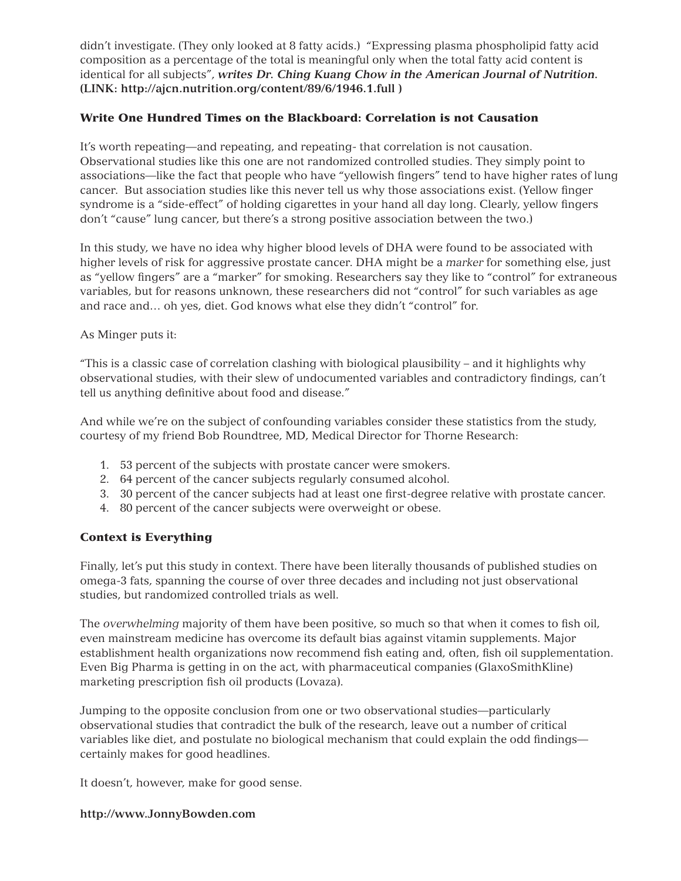didn't investigate. (They only looked at 8 fatty acids.) "Expressing plasma phospholipid fatty acid composition as a percentage of the total is meaningful only when the total fatty acid content is identical for all subjects", ***writes Dr. Ching Kuang Chow in the American Journal of Nutrition.*** **(LINK: http://ajcn.nutrition.org/content/89/6/1946.1.full )**

### Write One Hundred Times on the Blackboard: Correlation is not Causation

It's worth repeating—and repeating, and repeating- that correlation is not causation. Observational studies like this one are not randomized controlled studies. They simply point to associations—like the fact that people who have "yellowish fingers" tend to have higher rates of lung cancer. But association studies like this never tell us why those associations exist. (Yellow finger syndrome is a "side-effect" of holding cigarettes in your hand all day long. Clearly, yellow fingers don't "cause" lung cancer, but there's a strong positive association between the two.)

In this study, we have no idea why higher blood levels of DHA were found to be associated with higher levels of risk for aggressive prostate cancer. DHA might be a *marker* for something else, just as "yellow fingers" are a "marker" for smoking. Researchers say they like to "control" for extraneous variables, but for reasons unknown, these researchers did not "control" for such variables as age and race and… oh yes, diet. God knows what else they didn't "control" for.

As Minger puts it:

"This is a classic case of correlation clashing with biological plausibility – and it highlights why observational studies, with their slew of undocumented variables and contradictory findings, can't tell us anything definitive about food and disease."

And while we're on the subject of confounding variables consider these statistics from the study, courtesy of my friend Bob Roundtree, MD, Medical Director for Thorne Research:

1. 53 percent of the subjects with prostate cancer were smokers.
2. 64 percent of the cancer subjects regularly consumed alcohol.
3. 30 percent of the cancer subjects had at least one first-degree relative with prostate cancer.
4. 80 percent of the cancer subjects were overweight or obese.

### Context is Everything

Finally, let's put this study in context. There have been literally thousands of published studies on omega-3 fats, spanning the course of over three decades and including not just observational studies, but randomized controlled trials as well.

The *overwhelming* majority of them have been positive, so much so that when it comes to fish oil, even mainstream medicine has overcome its default bias against vitamin supplements. Major establishment health organizations now recommend fish eating and, often, fish oil supplementation. Even Big Pharma is getting in on the act, with pharmaceutical companies (GlaxoSmithKline) marketing prescription fish oil products (Lovaza).

Jumping to the opposite conclusion from one or two observational studies—particularly observational studies that contradict the bulk of the research, leave out a number of critical variables like diet, and postulate no biological mechanism that could explain the odd findings—certainly makes for good headlines.

It doesn't, however, make for good sense.

**http://www.JonnyBowden.com**